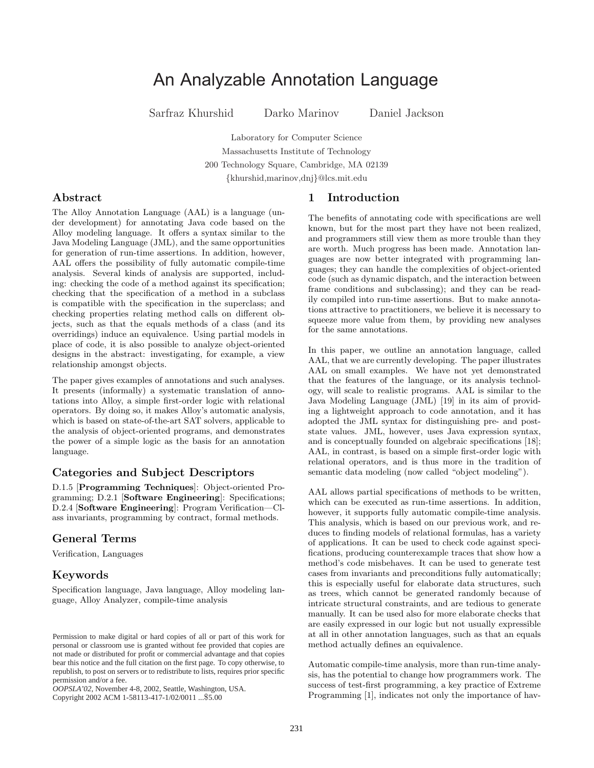# An Analyzable Annotation Language

Sarfraz Khurshid    Darko Marinov    Daniel Jackson

Laboratory for Computer Science
Massachusetts Institute of Technology
200 Technology Square, Cambridge, MA 02139
{khurshid,marinov,dnj}@lcs.mit.edu

## Abstract

The Alloy Annotation Language (AAL) is a language (under development) for annotating Java code based on the Alloy modeling language. It offers a syntax similar to the Java Modeling Language (JML), and the same opportunities for generation of run-time assertions. In addition, however, AAL offers the possibility of fully automatic compile-time analysis. Several kinds of analysis are supported, including: checking the code of a method against its specification; checking that the specification of a method in a subclass is compatible with the specification in the superclass; and checking properties relating method calls on different objects, such as that the equals methods of a class (and its overridings) induce an equivalence. Using partial models in place of code, it is also possible to analyze object-oriented designs in the abstract: investigating, for example, a view relationship amongst objects.

The paper gives examples of annotations and such analyses. It presents (informally) a systematic translation of annotations into Alloy, a simple first-order logic with relational operators. By doing so, it makes Alloy's automatic analysis, which is based on state-of-the-art SAT solvers, applicable to the analysis of object-oriented programs, and demonstrates the power of a simple logic as the basis for an annotation language.

## Categories and Subject Descriptors

D.1.5 [**Programming Techniques**]: Object-oriented Programming; D.2.1 [**Software Engineering**]: Specifications; D.2.4 [**Software Engineering**]: Program Verification—Class invariants, programming by contract, formal methods.

## General Terms

Verification, Languages

## Keywords

Specification language, Java language, Alloy modeling language, Alloy Analyzer, compile-time analysis

Permission to make digital or hard copies of all or part of this work for personal or classroom use is granted without fee provided that copies are not made or distributed for profit or commercial advantage and that copies bear this notice and the full citation on the first page. To copy otherwise, to republish, to post on servers or to redistribute to lists, requires prior specific permission and/or a fee.
*OOPSLA'02,* November 4-8, 2002, Seattle, Washington, USA.
Copyright 2002 ACM 1-58113-417-1/02/0011 ...$5.00

## 1 Introduction

The benefits of annotating code with specifications are well known, but for the most part they have not been realized, and programmers still view them as more trouble than they are worth. Much progress has been made. Annotation languages are now better integrated with programming languages; they can handle the complexities of object-oriented code (such as dynamic dispatch, and the interaction between frame conditions and subclassing); and they can be readily compiled into run-time assertions. But to make annotations attractive to practitioners, we believe it is necessary to squeeze more value from them, by providing new analyses for the same annotations.

In this paper, we outline an annotation language, called AAL, that we are currently developing. The paper illustrates AAL on small examples. We have not yet demonstrated that the features of the language, or its analysis technology, will scale to realistic programs. AAL is similar to the Java Modeling Language (JML) [19] in its aim of providing a lightweight approach to code annotation, and it has adopted the JML syntax for distinguishing pre- and post-state values. JML, however, uses Java expression syntax, and is conceptually founded on algebraic specifications [18]; AAL, in contrast, is based on a simple first-order logic with relational operators, and is thus more in the tradition of semantic data modeling (now called "object modeling").

AAL allows partial specifications of methods to be written, which can be executed as run-time assertions. In addition, however, it supports fully automatic compile-time analysis. This analysis, which is based on our previous work, and reduces to finding models of relational formulas, has a variety of applications. It can be used to check code against specifications, producing counterexample traces that show how a method's code misbehaves. It can be used to generate test cases from invariants and preconditions fully automatically; this is especially useful for elaborate data structures, such as trees, which cannot be generated randomly because of intricate structural constraints, and are tedious to generate manually. It can be used also for more elaborate checks that are easily expressed in our logic but not usually expressible at all in other annotation languages, such as that an equals method actually defines an equivalence.

Automatic compile-time analysis, more than run-time analysis, has the potential to change how programmers work. The success of test-first programming, a key practice of Extreme Programming [1], indicates not only the importance of hav-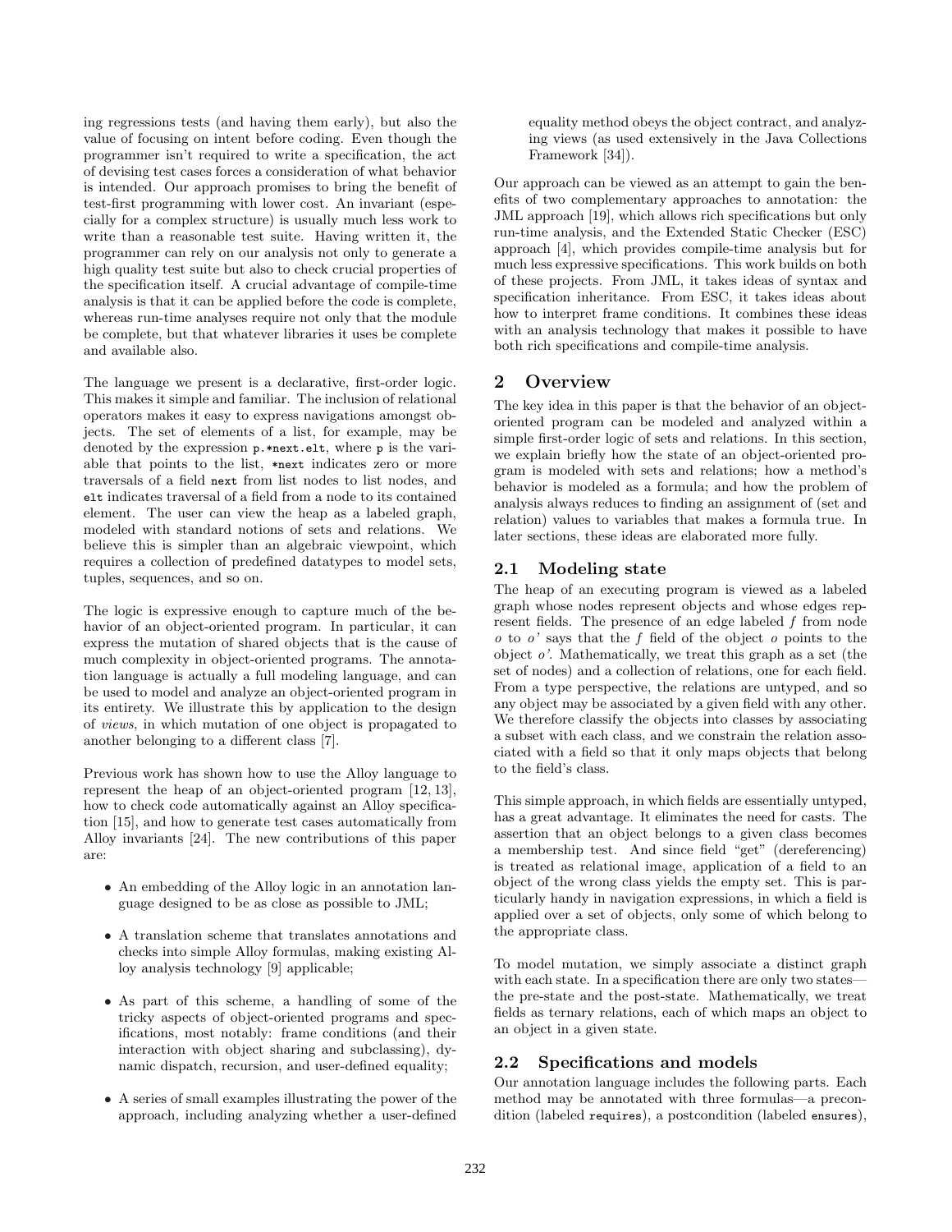ing regressions tests (and having them early), but also the value of focusing on intent before coding. Even though the programmer isn't required to write a specification, the act of devising test cases forces a consideration of what behavior is intended. Our approach promises to bring the benefit of test-first programming with lower cost. An invariant (especially for a complex structure) is usually much less work to write than a reasonable test suite. Having written it, the programmer can rely on our analysis not only to generate a high quality test suite but also to check crucial properties of the specification itself. A crucial advantage of compile-time analysis is that it can be applied before the code is complete, whereas run-time analyses require not only that the module be complete, but that whatever libraries it uses be complete and available also.

The language we present is a declarative, first-order logic. This makes it simple and familiar. The inclusion of relational operators makes it easy to express navigations amongst objects. The set of elements of a list, for example, may be denoted by the expression `p.*next.elt`, where `p` is the variable that points to the list, `*next` indicates zero or more traversals of a field `next` from list nodes to list nodes, and `elt` indicates traversal of a field from a node to its contained element. The user can view the heap as a labeled graph, modeled with standard notions of sets and relations. We believe this is simpler than an algebraic viewpoint, which requires a collection of predefined datatypes to model sets, tuples, sequences, and so on.

The logic is expressive enough to capture much of the behavior of an object-oriented program. In particular, it can express the mutation of shared objects that is the cause of much complexity in object-oriented programs. The annotation language is actually a full modeling language, and can be used to model and analyze an object-oriented program in its entirety. We illustrate this by application to the design of *views*, in which mutation of one object is propagated to another belonging to a different class [7].

Previous work has shown how to use the Alloy language to represent the heap of an object-oriented program [12, 13], how to check code automatically against an Alloy specification [15], and how to generate test cases automatically from Alloy invariants [24]. The new contributions of this paper are:

- An embedding of the Alloy logic in an annotation language designed to be as close as possible to JML;
- A translation scheme that translates annotations and checks into simple Alloy formulas, making existing Alloy analysis technology [9] applicable;
- As part of this scheme, a handling of some of the tricky aspects of object-oriented programs and specifications, most notably: frame conditions (and their interaction with object sharing and subclassing), dynamic dispatch, recursion, and user-defined equality;
- A series of small examples illustrating the power of the approach, including analyzing whether a user-defined equality method obeys the object contract, and analyzing views (as used extensively in the Java Collections Framework [34]).

Our approach can be viewed as an attempt to gain the benefits of two complementary approaches to annotation: the JML approach [19], which allows rich specifications but only run-time analysis, and the Extended Static Checker (ESC) approach [4], which provides compile-time analysis but for much less expressive specifications. This work builds on both of these projects. From JML, it takes ideas of syntax and specification inheritance. From ESC, it takes ideas about how to interpret frame conditions. It combines these ideas with an analysis technology that makes it possible to have both rich specifications and compile-time analysis.

## 2 Overview

The key idea in this paper is that the behavior of an object-oriented program can be modeled and analyzed within a simple first-order logic of sets and relations. In this section, we explain briefly how the state of an object-oriented program is modeled with sets and relations; how a method's behavior is modeled as a formula; and how the problem of analysis always reduces to finding an assignment of (set and relation) values to variables that makes a formula true. In later sections, these ideas are elaborated more fully.

### 2.1 Modeling state

The heap of an executing program is viewed as a labeled graph whose nodes represent objects and whose edges represent fields. The presence of an edge labeled *f* from node *o* to *o'* says that the *f* field of the object *o* points to the object *o'*. Mathematically, we treat this graph as a set (the set of nodes) and a collection of relations, one for each field. From a type perspective, the relations are untyped, and so any object may be associated by a given field with any other. We therefore classify the objects into classes by associating a subset with each class, and we constrain the relation associated with a field so that it only maps objects that belong to the field's class.

This simple approach, in which fields are essentially untyped, has a great advantage. It eliminates the need for casts. The assertion that an object belongs to a given class becomes a membership test. And since field "get" (dereferencing) is treated as relational image, application of a field to an object of the wrong class yields the empty set. This is particularly handy in navigation expressions, in which a field is applied over a set of objects, only some of which belong to the appropriate class.

To model mutation, we simply associate a distinct graph with each state. In a specification there are only two states—the pre-state and the post-state. Mathematically, we treat fields as ternary relations, each of which maps an object to an object in a given state.

### 2.2 Specifications and models

Our annotation language includes the following parts. Each method may be annotated with three formulas—a precondition (labeled `requires`), a postcondition (labeled `ensures`),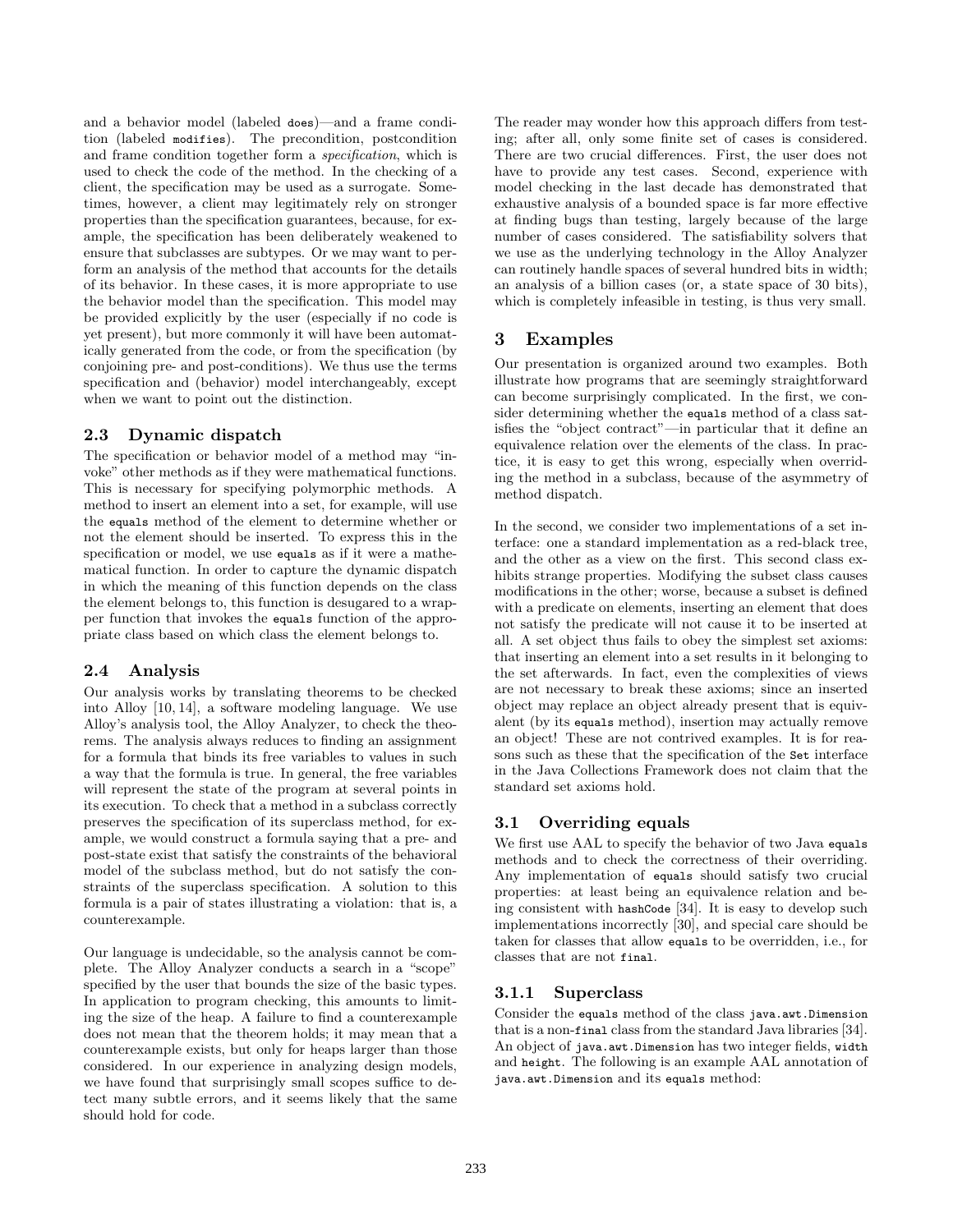and a behavior model (labeled `does`)—and a frame condition (labeled `modifies`). The precondition, postcondition and frame condition together form a *specification*, which is used to check the code of the method. In the checking of a client, the specification may be used as a surrogate. Sometimes, however, a client may legitimately rely on stronger properties than the specification guarantees, because, for example, the specification has been deliberately weakened to ensure that subclasses are subtypes. Or we may want to perform an analysis of the method that accounts for the details of its behavior. In these cases, it is more appropriate to use the behavior model than the specification. This model may be provided explicitly by the user (especially if no code is yet present), but more commonly it will have been automatically generated from the code, or from the specification (by conjoining pre- and post-conditions). We thus use the terms specification and (behavior) model interchangeably, except when we want to point out the distinction.

### 2.3 Dynamic dispatch

The specification or behavior model of a method may "invoke" other methods as if they were mathematical functions. This is necessary for specifying polymorphic methods. A method to insert an element into a set, for example, will use the `equals` method of the element to determine whether or not the element should be inserted. To express this in the specification or model, we use `equals` as if it were a mathematical function. In order to capture the dynamic dispatch in which the meaning of this function depends on the class the element belongs to, this function is desugared to a wrapper function that invokes the `equals` function of the appropriate class based on which class the element belongs to.

### 2.4 Analysis

Our analysis works by translating theorems to be checked into Alloy [10, 14], a software modeling language. We use Alloy's analysis tool, the Alloy Analyzer, to check the theorems. The analysis always reduces to finding an assignment for a formula that binds its free variables to values in such a way that the formula is true. In general, the free variables will represent the state of the program at several points in its execution. To check that a method in a subclass correctly preserves the specification of its superclass method, for example, we would construct a formula saying that a pre- and post-state exist that satisfy the constraints of the behavioral model of the subclass method, but do not satisfy the constraints of the superclass specification. A solution to this formula is a pair of states illustrating a violation: that is, a counterexample.

Our language is undecidable, so the analysis cannot be complete. The Alloy Analyzer conducts a search in a "scope" specified by the user that bounds the size of the basic types. In application to program checking, this amounts to limiting the size of the heap. A failure to find a counterexample does not mean that the theorem holds; it may mean that a counterexample exists, but only for heaps larger than those considered. In our experience in analyzing design models, we have found that surprisingly small scopes suffice to detect many subtle errors, and it seems likely that the same should hold for code.

The reader may wonder how this approach differs from testing; after all, only some finite set of cases is considered. There are two crucial differences. First, the user does not have to provide any test cases. Second, experience with model checking in the last decade has demonstrated that exhaustive analysis of a bounded space is far more effective at finding bugs than testing, largely because of the large number of cases considered. The satisfiability solvers that we use as the underlying technology in the Alloy Analyzer can routinely handle spaces of several hundred bits in width; an analysis of a billion cases (or, a state space of 30 bits), which is completely infeasible in testing, is thus very small.

## 3 Examples

Our presentation is organized around two examples. Both illustrate how programs that are seemingly straightforward can become surprisingly complicated. In the first, we consider determining whether the `equals` method of a class satisfies the "object contract"—in particular that it define an equivalence relation over the elements of the class. In practice, it is easy to get this wrong, especially when overriding the method in a subclass, because of the asymmetry of method dispatch.

In the second, we consider two implementations of a set interface: one a standard implementation as a red-black tree, and the other as a view on the first. This second class exhibits strange properties. Modifying the subset class causes modifications in the other; worse, because a subset is defined with a predicate on elements, inserting an element that does not satisfy the predicate will not cause it to be inserted at all. A set object thus fails to obey the simplest set axioms: that inserting an element into a set results in it belonging to the set afterwards. In fact, even the complexities of views are not necessary to break these axioms; since an inserted object may replace an object already present that is equivalent (by its `equals` method), insertion may actually remove an object! These are not contrived examples. It is for reasons such as these that the specification of the `Set` interface in the Java Collections Framework does not claim that the standard set axioms hold.

### 3.1 Overriding equals

We first use AAL to specify the behavior of two Java `equals` methods and to check the correctness of their overriding. Any implementation of `equals` should satisfy two crucial properties: at least being an equivalence relation and being consistent with `hashCode` [34]. It is easy to develop such implementations incorrectly [30], and special care should be taken for classes that allow `equals` to be overridden, i.e., for classes that are not `final`.

#### 3.1.1 Superclass

Consider the `equals` method of the class `java.awt.Dimension` that is a non-`final` class from the standard Java libraries [34]. An object of `java.awt.Dimension` has two integer fields, `width` and `height`. The following is an example AAL annotation of `java.awt.Dimension` and its `equals` method: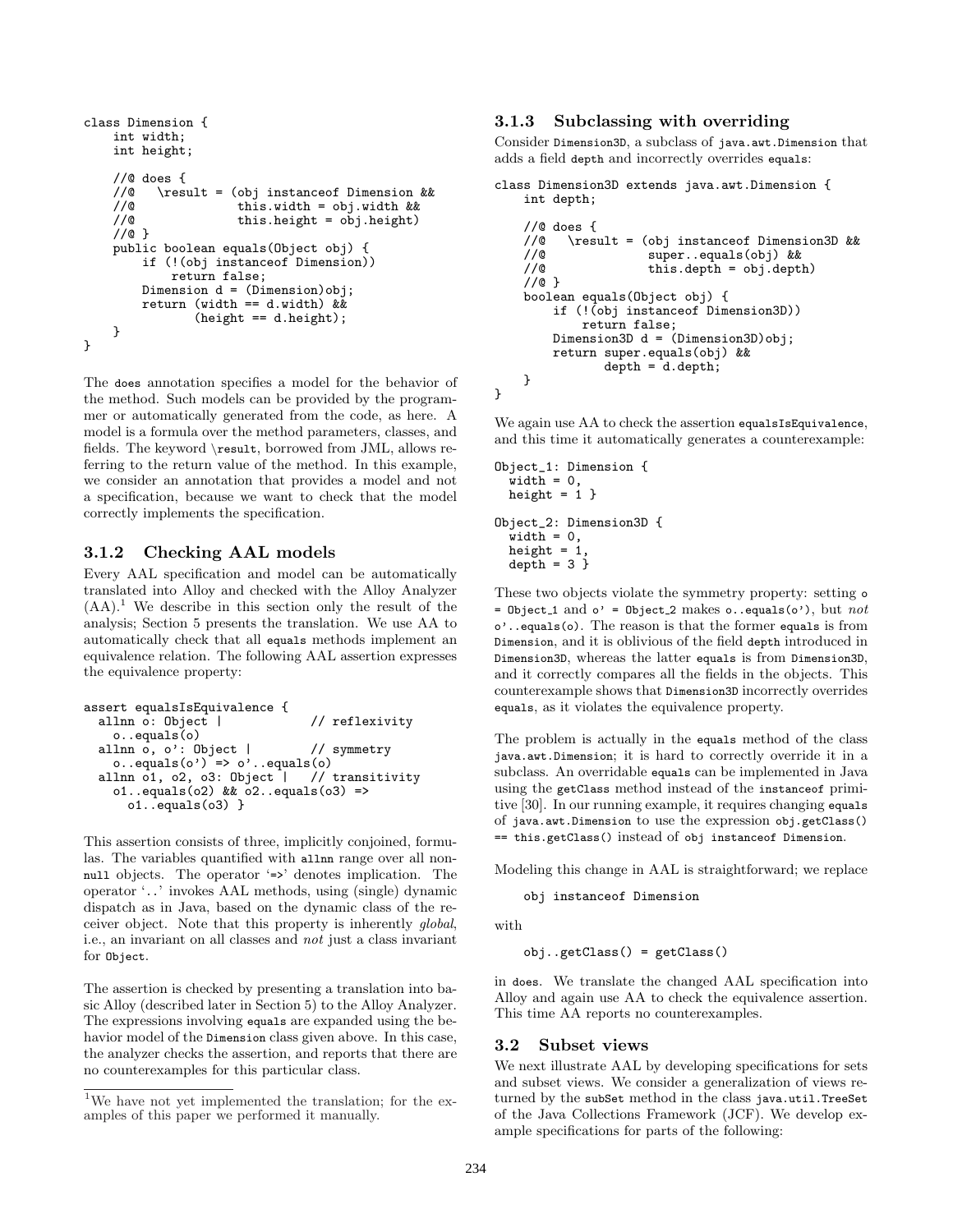```
class Dimension {
    int width;
    int height;

    //@ does {
    //@   \result = (obj instanceof Dimension &&
    //@              this.width = obj.width &&
    //@              this.height = obj.height)
    //@ }
    public boolean equals(Object obj) {
        if (!(obj instanceof Dimension))
            return false;
        Dimension d = (Dimension)obj;
        return (width == d.width) &&
               (height == d.height);
    }
}
```

The `does` annotation specifies a model for the behavior of the method. Such models can be provided by the programmer or automatically generated from the code, as here. A model is a formula over the method parameters, classes, and fields. The keyword `\result`, borrowed from JML, allows referring to the return value of the method. In this example, we consider an annotation that provides a model and not a specification, because we want to check that the model correctly implements the specification.

### 3.1.2 Checking AAL models

Every AAL specification and model can be automatically translated into Alloy and checked with the Alloy Analyzer (AA).[1] We describe in this section only the result of the analysis; Section 5 presents the translation. We use AA to automatically check that all `equals` methods implement an equivalence relation. The following AAL assertion expresses the equivalence property:

```
assert equalsIsEquivalence {
  allnn o: Object |             // reflexivity
    o..equals(o)
  allnn o, o': Object |         // symmetry
    o..equals(o') => o'..equals(o)
  allnn o1, o2, o3: Object |   // transitivity
    o1..equals(o2) && o2..equals(o3) =>
      o1..equals(o3) }
```

This assertion consists of three, implicitly conjoined, formulas. The variables quantified with `allnn` range over all non-`null` objects. The operator '`=>`' denotes implication. The operator '`..`' invokes AAL methods, using (single) dynamic dispatch as in Java, based on the dynamic class of the receiver object. Note that this property is inherently *global*, i.e., an invariant on all classes and *not* just a class invariant for `Object`.

The assertion is checked by presenting a translation into basic Alloy (described later in Section 5) to the Alloy Analyzer. The expressions involving `equals` are expanded using the behavior model of the `Dimension` class given above. In this case, the analyzer checks the assertion, and reports that there are no counterexamples for this particular class.

[1] We have not yet implemented the translation; for the examples of this paper we performed it manually.

### 3.1.3 Subclassing with overriding

Consider `Dimension3D`, a subclass of `java.awt.Dimension` that adds a field `depth` and incorrectly overrides `equals`:

```
class Dimension3D extends java.awt.Dimension {
    int depth;

    //@ does {
    //@   \result = (obj instanceof Dimension3D &&
    //@              super..equals(obj) &&
    //@              this.depth = obj.depth)
    //@ }
    boolean equals(Object obj) {
        if (!(obj instanceof Dimension3D))
            return false;
        Dimension3D d = (Dimension3D)obj;
        return super.equals(obj) &&
               depth = d.depth;
    }
}
```

We again use AA to check the assertion `equalsIsEquivalence`, and this time it automatically generates a counterexample:

```
Object_1: Dimension {
  width = 0,
  height = 1 }

Object_2: Dimension3D {
  width = 0,
  height = 1,
  depth = 3 }
```

These two objects violate the symmetry property: setting `o = Object_1` and `o' = Object_2` makes `o..equals(o')`, but *not* `o'..equals(o)`. The reason is that the former `equals` is from `Dimension`, and it is oblivious of the field `depth` introduced in `Dimension3D`, whereas the latter `equals` is from `Dimension3D`, and it correctly compares all the fields in the objects. This counterexample shows that `Dimension3D` incorrectly overrides `equals`, as it violates the equivalence property.

The problem is actually in the `equals` method of the class `java.awt.Dimension`; it is hard to correctly override it in a subclass. An overridable `equals` can be implemented in Java using the `getClass` method instead of the `instanceof` primitive [30]. In our running example, it requires changing `equals` of `java.awt.Dimension` to use the expression `obj.getClass() == this.getClass()` instead of `obj instanceof Dimension`.

Modeling this change in AAL is straightforward; we replace

```
obj instanceof Dimension
```

with

```
obj..getClass() = getClass()
```

in `does`. We translate the changed AAL specification into Alloy and again use AA to check the equivalence assertion. This time AA reports no counterexamples.

## 3.2 Subset views

We next illustrate AAL by developing specifications for sets and subset views. We consider a generalization of views returned by the `subSet` method in the class `java.util.TreeSet` of the Java Collections Framework (JCF). We develop example specifications for parts of the following: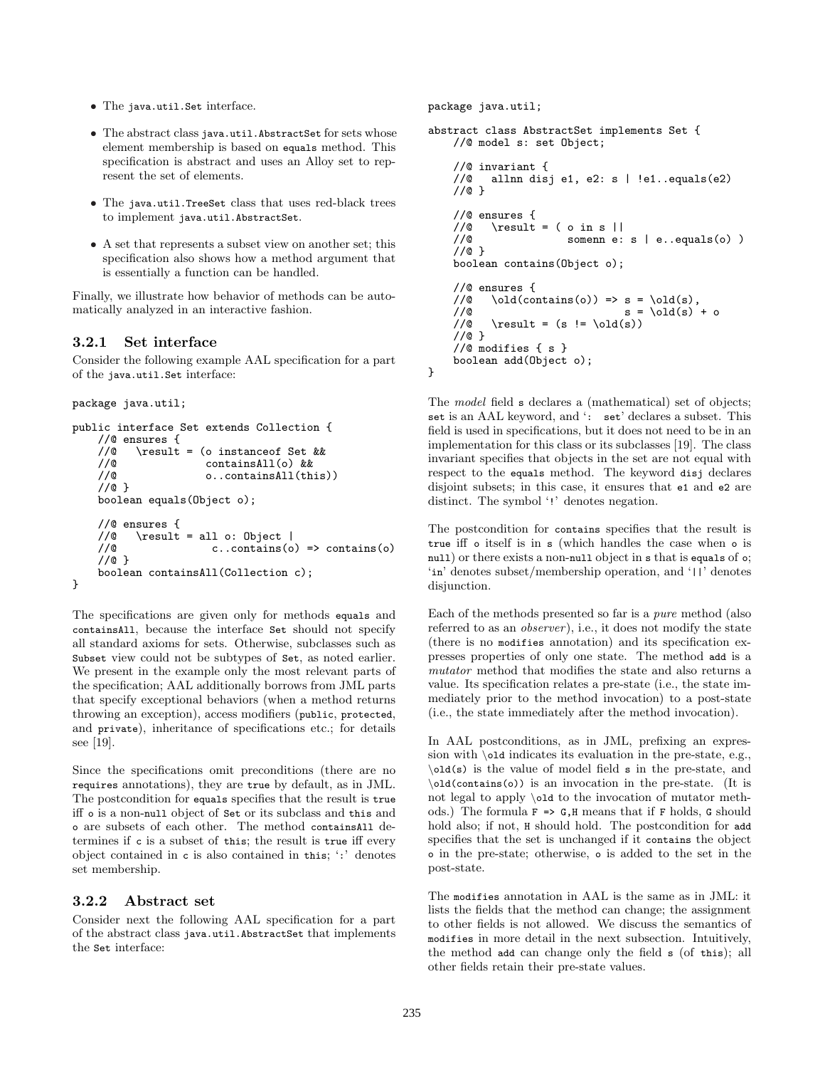- The `java.util.Set` interface.
- The abstract class `java.util.AbstractSet` for sets whose element membership is based on `equals` method. This specification is abstract and uses an Alloy set to represent the set of elements.
- The `java.util.TreeSet` class that uses red-black trees to implement `java.util.AbstractSet`.
- A set that represents a subset view on another set; this specification also shows how a method argument that is essentially a function can be handled.

Finally, we illustrate how behavior of methods can be automatically analyzed in an interactive fashion.

### 3.2.1 Set interface

Consider the following example AAL specification for a part of the `java.util.Set` interface:

```
package java.util;

public interface Set extends Collection {
    //@ ensures {
    //@   \result = (o instanceof Set &&
    //@              containsAll(o) &&
    //@              o..containsAll(this))
    //@ }
    boolean equals(Object o);

    //@ ensures {
    //@   \result = all o: Object |
    //@               c..contains(o) => contains(o)
    //@ }
    boolean containsAll(Collection c);
}
```

The specifications are given only for methods `equals` and `containsAll`, because the interface `Set` should not specify all standard axioms for sets. Otherwise, subclasses such as `Subset` view could not be subtypes of `Set`, as noted earlier. We present in the example only the most relevant parts of the specification; AAL additionally borrows from JML parts that specify exceptional behaviors (when a method returns throwing an exception), access modifiers (`public`, `protected`, and `private`), inheritance of specifications etc.; for details see [19].

Since the specifications omit preconditions (there are no `requires` annotations), they are `true` by default, as in JML. The postcondition for `equals` specifies that the result is `true` iff `o` is a non-`null` object of `Set` or its subclass and `this` and `o` are subsets of each other. The method `containsAll` determines if `c` is a subset of `this`; the result is `true` iff every object contained in `c` is also contained in `this`; '`:`' denotes set membership.

### 3.2.2 Abstract set

Consider next the following AAL specification for a part of the abstract class `java.util.AbstractSet` that implements the `Set` interface:

```
package java.util;

abstract class AbstractSet implements Set {
    //@ model s: set Object;

    //@ invariant {
    //@   allnn disj e1, e2: s | !e1..equals(e2)
    //@ }

    //@ ensures {
    //@   \result = ( o in s ||
    //@               somenn e: s | e..equals(o) )
    //@ }
    boolean contains(Object o);

    //@ ensures {
    //@   \old(contains(o)) => s = \old(s),
    //@                        s = \old(s) + o
    //@   \result = (s != \old(s))
    //@ }
    //@ modifies { s }
    boolean add(Object o);
}
```

The *model* field `s` declares a (mathematical) set of objects; `set` is an AAL keyword, and '`: set`' declares a subset. This field is used in specifications, but it does not need to be in an implementation for this class or its subclasses [19]. The class invariant specifies that objects in the set are not equal with respect to the `equals` method. The keyword `disj` declares disjoint subsets; in this case, it ensures that `e1` and `e2` are distinct. The symbol '`!`' denotes negation.

The postcondition for `contains` specifies that the result is `true` iff `o` itself is in `s` (which handles the case when `o` is `null`) or there exists a non-`null` object in `s` that is `equals` of `o`; '`in`' denotes subset/membership operation, and '`||`' denotes disjunction.

Each of the methods presented so far is a *pure* method (also referred to as an *observer*), i.e., it does not modify the state (there is no `modifies` annotation) and its specification expresses properties of only one state. The method `add` is a *mutator* method that modifies the state and also returns a value. Its specification relates a pre-state (i.e., the state immediately prior to the method invocation) to a post-state (i.e., the state immediately after the method invocation).

In AAL postconditions, as in JML, prefixing an expression with `\old` indicates its evaluation in the pre-state, e.g., `\old(s)` is the value of model field `s` in the pre-state, and `\old(contains(o))` is an invocation in the pre-state. (It is not legal to apply `\old` to the invocation of mutator methods.) The formula `F => G,H` means that if `F` holds, `G` should hold also; if not, `H` should hold. The postcondition for `add` specifies that the set is unchanged if it `contains` the object `o` in the pre-state; otherwise, `o` is added to the set in the post-state.

The `modifies` annotation in AAL is the same as in JML: it lists the fields that the method can change; the assignment to other fields is not allowed. We discuss the semantics of `modifies` in more detail in the next subsection. Intuitively, the method `add` can change only the field `s` (of `this`); all other fields retain their pre-state values.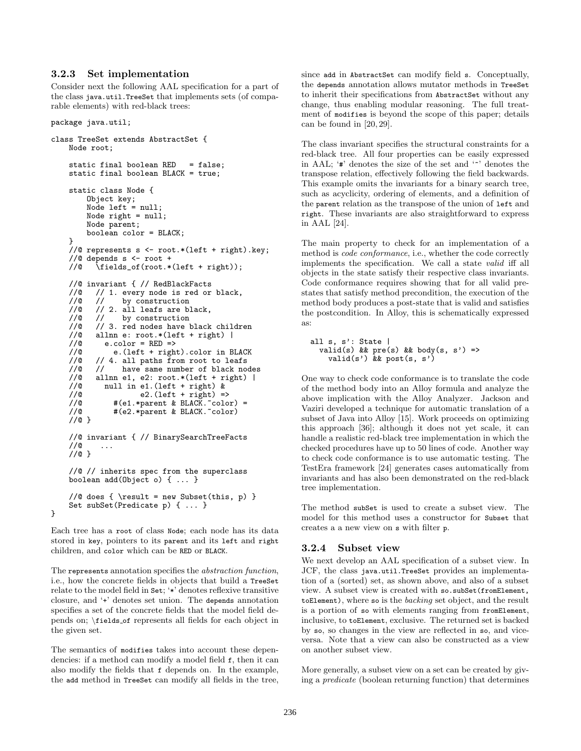### 3.2.3 Set implementation

Consider next the following AAL specification for a part of the class `java.util.TreeSet` that implements sets (of comparable elements) with red-black trees:

```
package java.util;

class TreeSet extends AbstractSet {
    Node root;

    static final boolean RED   = false;
    static final boolean BLACK = true;

    static class Node {
        Object key;
        Node left = null;
        Node right = null;
        Node parent;
        boolean color = BLACK;
    }
    //@ represents s <- root.*(left + right).key;
    //@ depends s <- root +
    //@   \fields_of(root.*(left + right));

    //@ invariant { // RedBlackFacts
    //@   // 1. every node is red or black,
    //@   //    by construction
    //@   // 2. all leafs are black,
    //@   //    by construction
    //@   // 3. red nodes have black children
    //@   allnn e: root.*(left + right) |
    //@     e.color = RED =>
    //@       e.(left + right).color in BLACK
    //@   // 4. all paths from root to leafs
    //@   //    have same number of black nodes
    //@   allnn e1, e2: root.*(left + right) |
    //@     null in e1.(left + right) &
    //@             e2.(left + right) =>
    //@       #(e1.*parent & BLACK.~color) =
    //@       #(e2.*parent & BLACK.~color)
    //@ }

    //@ invariant { // BinarySearchTreeFacts
    //@    ...
    //@ }

    //@ // inherits spec from the superclass
    boolean add(Object o) { ... }

    //@ does { \result = new Subset(this, p) }
    Set subSet(Predicate p) { ... }
}
```

Each tree has a `root` of class `Node`; each node has its data stored in `key`, pointers to its `parent` and its `left` and `right` children, and `color` which can be `RED` or `BLACK`.

The `represents` annotation specifies the *abstraction function*, i.e., how the concrete fields in objects that build a `TreeSet` relate to the model field in `Set`; '`*`' denotes reflexive transitive closure, and '`+`' denotes set union. The `depends` annotation specifies a set of the concrete fields that the model field depends on; `\fields_of` represents all fields for each object in the given set.

The semantics of `modifies` takes into account these dependencies: if a method can modify a model field `f`, then it can also modify the fields that `f` depends on. In the example, the `add` method in `TreeSet` can modify all fields in the tree, since `add` in `AbstractSet` can modify field `s`. Conceptually, the `depends` annotation allows mutator methods in `TreeSet` to inherit their specifications from `AbstractSet` without any change, thus enabling modular reasoning. The full treatment of `modifies` is beyond the scope of this paper; details can be found in [20, 29].

The class invariant specifies the structural constraints for a red-black tree. All four properties can be easily expressed in AAL; '`#`' denotes the size of the set and '`~`' denotes the transpose relation, effectively following the field backwards. This example omits the invariants for a binary search tree, such as acyclicity, ordering of elements, and a definition of the `parent` relation as the transpose of the union of `left` and `right`. These invariants are also straightforward to express in AAL [24].

The main property to check for an implementation of a method is *code conformance*, i.e., whether the code correctly implements the specification. We call a state *valid* iff all objects in the state satisfy their respective class invariants. Code conformance requires showing that for all valid prestates that satisfy method precondition, the execution of the method body produces a post-state that is valid and satisfies the postcondition. In Alloy, this is schematically expressed as:

```
all s, s': State |
  valid(s) && pre(s) && body(s, s') =>
    valid(s') && post(s, s')
```

One way to check code conformance is to translate the code of the method body into an Alloy formula and analyze the above implication with the Alloy Analyzer. Jackson and Vaziri developed a technique for automatic translation of a subset of Java into Alloy [15]. Work proceeds on optimizing this approach [36]; although it does not yet scale, it can handle a realistic red-black tree implementation in which the checked procedures have up to 50 lines of code. Another way to check code conformance is to use automatic testing. The TestEra framework [24] generates cases automatically from invariants and has also been demonstrated on the red-black tree implementation.

The method `subSet` is used to create a subset view. The model for this method uses a constructor for `Subset` that creates a a new view on `s` with filter `p`.

### 3.2.4 Subset view

We next develop an AAL specification of a subset view. In JCF, the class `java.util.TreeSet` provides an implementation of a (sorted) set, as shown above, and also of a subset view. A subset view is created with `so.subSet(fromElement, toElement)`, where `so` is the *backing* set object, and the result is a portion of `so` with elements ranging from `fromElement`, inclusive, to `toElement`, exclusive. The returned set is backed by `so`, so changes in the view are reflected in `so`, and vice-versa. Note that a view can also be constructed as a view on another subset view.

More generally, a subset view on a set can be created by giving a *predicate* (boolean returning function) that determines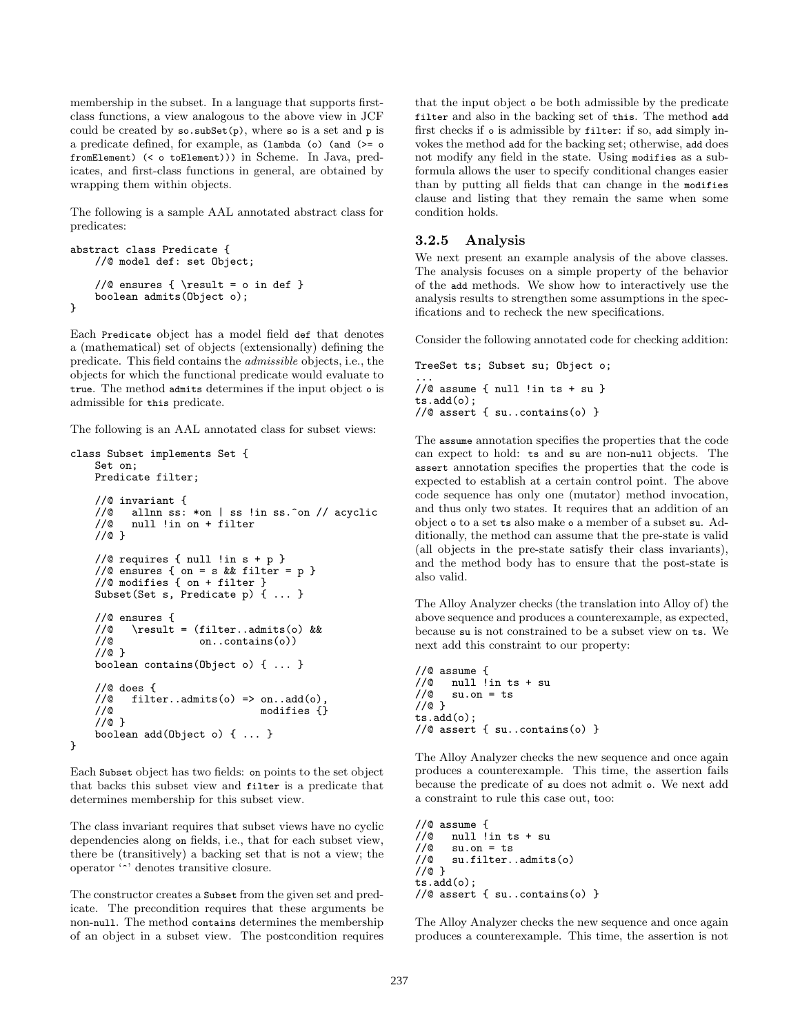membership in the subset. In a language that supports first-class functions, a view analogous to the above view in JCF could be created by `so.subSet(p)`, where `so` is a set and `p` is a predicate defined, for example, as `(lambda (o) (and (>= o fromElement) (< o toElement)))` in Scheme. In Java, predicates, and first-class functions in general, are obtained by wrapping them within objects.

The following is a sample AAL annotated abstract class for predicates:

```
abstract class Predicate {
    //@ model def: set Object;

    //@ ensures { \result = o in def }
    boolean admits(Object o);
}
```

Each `Predicate` object has a model field `def` that denotes a (mathematical) set of objects (extensionally) defining the predicate. This field contains the *admissible* objects, i.e., the objects for which the functional predicate would evaluate to `true`. The method `admits` determines if the input object `o` is admissible for `this` predicate.

The following is an AAL annotated class for subset views:

```
class Subset implements Set {
    Set on;
    Predicate filter;

    //@ invariant {
    //@   allnn ss: *on | ss !in ss.^on // acyclic
    //@   null !in on + filter
    //@ }

    //@ requires { null !in s + p }
    //@ ensures { on = s && filter = p }
    //@ modifies { on + filter }
    Subset(Set s, Predicate p) { ... }

    //@ ensures {
    //@   \result = (filter..admits(o) &&
    //@              on..contains(o))
    //@ }
    boolean contains(Object o) { ... }

    //@ does {
    //@   filter..admits(o) => on..add(o),
    //@                        modifies {}
    //@ }
    boolean add(Object o) { ... }
}
```

Each `Subset` object has two fields: `on` points to the set object that backs this subset view and `filter` is a predicate that determines membership for this subset view.

The class invariant requires that subset views have no cyclic dependencies along `on` fields, i.e., that for each subset view, there be (transitively) a backing set that is not a view; the operator '^' denotes transitive closure.

The constructor creates a `Subset` from the given set and predicate. The precondition requires that these arguments be non-`null`. The method `contains` determines the membership of an object in a subset view. The postcondition requires that the input object `o` be both admissible by the predicate `filter` and also in the backing set of `this`. The method `add` first checks if `o` is admissible by `filter`: if so, `add` simply invokes the method `add` for the backing set; otherwise, `add` does not modify any field in the state. Using `modifies` as a subformula allows the user to specify conditional changes easier than by putting all fields that can change in the `modifies` clause and listing that they remain the same when some condition holds.

### 3.2.5 Analysis

We next present an example analysis of the above classes. The analysis focuses on a simple property of the behavior of the `add` methods. We show how to interactively use the analysis results to strengthen some assumptions in the specifications and to recheck the new specifications.

Consider the following annotated code for checking addition:

```
TreeSet ts; Subset su; Object o;
...
//@ assume { null !in ts + su }
ts.add(o);
//@ assert { su..contains(o) }
```

The `assume` annotation specifies the properties that the code can expect to hold: `ts` and `su` are non-`null` objects. The `assert` annotation specifies the properties that the code is expected to establish at a certain control point. The above code sequence has only one (mutator) method invocation, and thus only two states. It requires that an addition of an object `o` to a set `ts` also make `o` a member of a subset `su`. Additionally, the method can assume that the pre-state is valid (all objects in the pre-state satisfy their class invariants), and the method body has to ensure that the post-state is also valid.

The Alloy Analyzer checks (the translation into Alloy of) the above sequence and produces a counterexample, as expected, because `su` is not constrained to be a subset view on `ts`. We next add this constraint to our property:

```
//@ assume {
//@   null !in ts + su
//@   su.on = ts
//@ }
ts.add(o);
//@ assert { su..contains(o) }
```

The Alloy Analyzer checks the new sequence and once again produces a counterexample. This time, the assertion fails because the predicate of `su` does not admit `o`. We next add a constraint to rule this case out, too:

```
//@ assume {
//@   null !in ts + su
//@   su.on = ts
//@   su.filter..admits(o)
//@ }
ts.add(o);
//@ assert { su..contains(o) }
```

The Alloy Analyzer checks the new sequence and once again produces a counterexample. This time, the assertion is not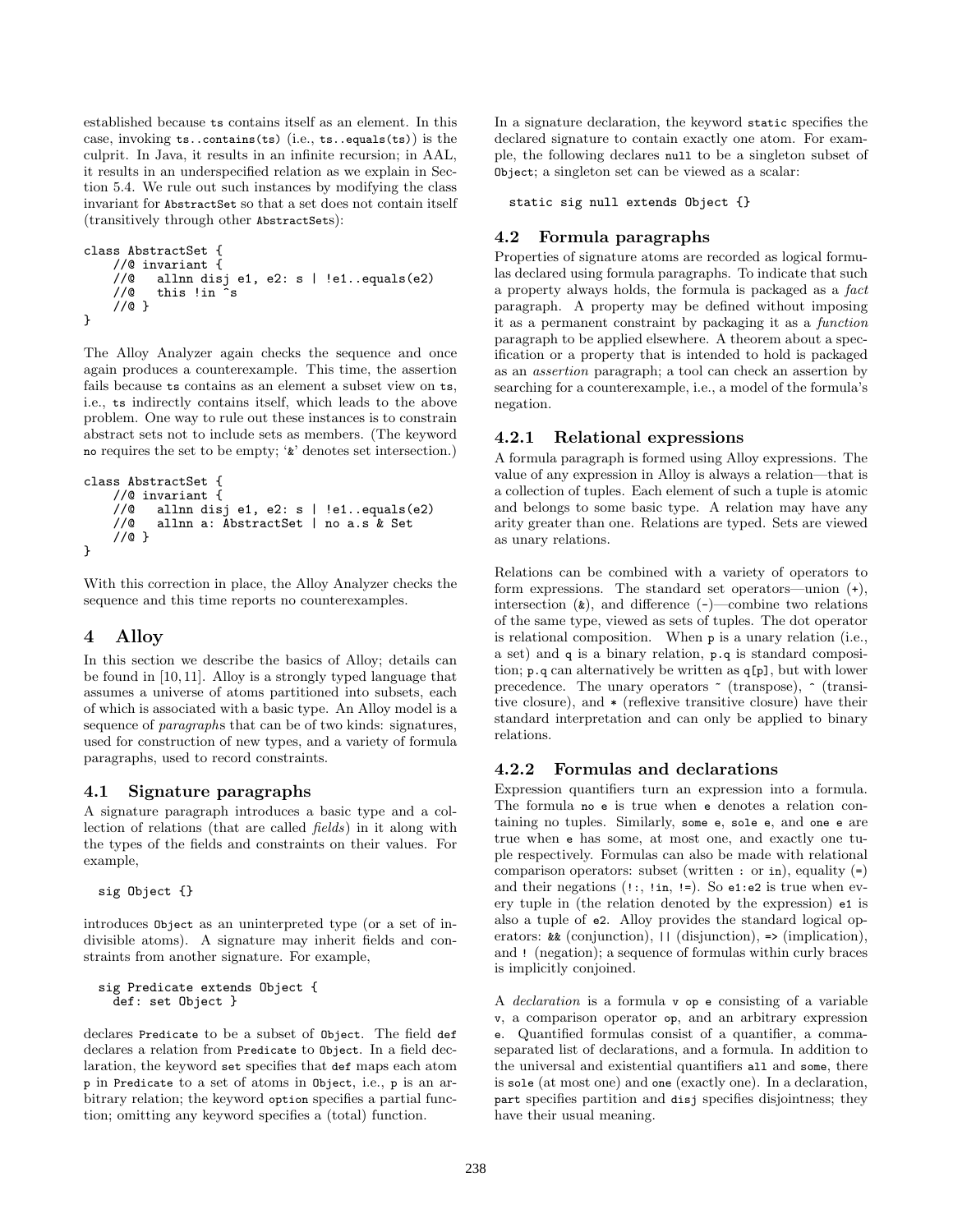established because ts contains itself as an element. In this case, invoking ts..contains(ts) (i.e., ts..equals(ts)) is the culprit. In Java, it results in an infinite recursion; in AAL, it results in an underspecified relation as we explain in Section 5.4. We rule out such instances by modifying the class invariant for AbstractSet so that a set does not contain itself (transitively through other AbstractSets):

```
class AbstractSet {
    //@ invariant {
    //@   allnn disj e1, e2: s | !e1..equals(e2)
    //@   this !in ^s
    //@ }
}
```

The Alloy Analyzer again checks the sequence and once again produces a counterexample. This time, the assertion fails because ts contains as an element a subset view on ts, i.e., ts indirectly contains itself, which leads to the above problem. One way to rule out these instances is to constrain abstract sets not to include sets as members. (The keyword no requires the set to be empty; '&' denotes set intersection.)

```
class AbstractSet {
    //@ invariant {
    //@   allnn disj e1, e2: s | !e1..equals(e2)
    //@   allnn a: AbstractSet | no a.s & Set
    //@ }
}
```

With this correction in place, the Alloy Analyzer checks the sequence and this time reports no counterexamples.

# 4 Alloy

In this section we describe the basics of Alloy; details can be found in [10, 11]. Alloy is a strongly typed language that assumes a universe of atoms partitioned into subsets, each of which is associated with a basic type. An Alloy model is a sequence of *paragraphs* that can be of two kinds: signatures, used for construction of new types, and a variety of formula paragraphs, used to record constraints.

## 4.1 Signature paragraphs

A signature paragraph introduces a basic type and a collection of relations (that are called *fields*) in it along with the types of the fields and constraints on their values. For example,

```
sig Object {}
```

introduces Object as an uninterpreted type (or a set of indivisible atoms). A signature may inherit fields and constraints from another signature. For example,

```
sig Predicate extends Object {
  def: set Object }
```

declares Predicate to be a subset of Object. The field def declares a relation from Predicate to Object. In a field declaration, the keyword set specifies that def maps each atom p in Predicate to a set of atoms in Object, i.e., p is an arbitrary relation; the keyword option specifies a partial function; omitting any keyword specifies a (total) function.

In a signature declaration, the keyword static specifies the declared signature to contain exactly one atom. For example, the following declares null to be a singleton subset of Object; a singleton set can be viewed as a scalar:

```
static sig null extends Object {}
```

## 4.2 Formula paragraphs

Properties of signature atoms are recorded as logical formulas declared using formula paragraphs. To indicate that such a property always holds, the formula is packaged as a *fact* paragraph. A property may be defined without imposing it as a permanent constraint by packaging it as a *function* paragraph to be applied elsewhere. A theorem about a specification or a property that is intended to hold is packaged as an *assertion* paragraph; a tool can check an assertion by searching for a counterexample, i.e., a model of the formula's negation.

### 4.2.1 Relational expressions

A formula paragraph is formed using Alloy expressions. The value of any expression in Alloy is always a relation—that is a collection of tuples. Each element of such a tuple is atomic and belongs to some basic type. A relation may have any arity greater than one. Relations are typed. Sets are viewed as unary relations.

Relations can be combined with a variety of operators to form expressions. The standard set operators—union (+), intersection (&), and difference (-)—combine two relations of the same type, viewed as sets of tuples. The dot operator is relational composition. When p is a unary relation (i.e., a set) and q is a binary relation, p.q is standard composition; p.q can alternatively be written as q[p], but with lower precedence. The unary operators ~ (transpose), ^ (transitive closure), and * (reflexive transitive closure) have their standard interpretation and can only be applied to binary relations.

### 4.2.2 Formulas and declarations

Expression quantifiers turn an expression into a formula. The formula no e is true when e denotes a relation containing no tuples. Similarly, some e, sole e, and one e are true when e has some, at most one, and exactly one tuple respectively. Formulas can also be made with relational comparison operators: subset (written : or in), equality (=) and their negations (!:, !in, !=). So e1:e2 is true when every tuple in (the relation denoted by the expression) e1 is also a tuple of e2. Alloy provides the standard logical operators: && (conjunction), || (disjunction), => (implication), and ! (negation); a sequence of formulas within curly braces is implicitly conjoined.

A *declaration* is a formula v op e consisting of a variable v, a comparison operator op, and an arbitrary expression e. Quantified formulas consist of a quantifier, a comma-separated list of declarations, and a formula. In addition to the universal and existential quantifiers all and some, there is sole (at most one) and one (exactly one). In a declaration, part specifies partition and disj specifies disjointness; they have their usual meaning.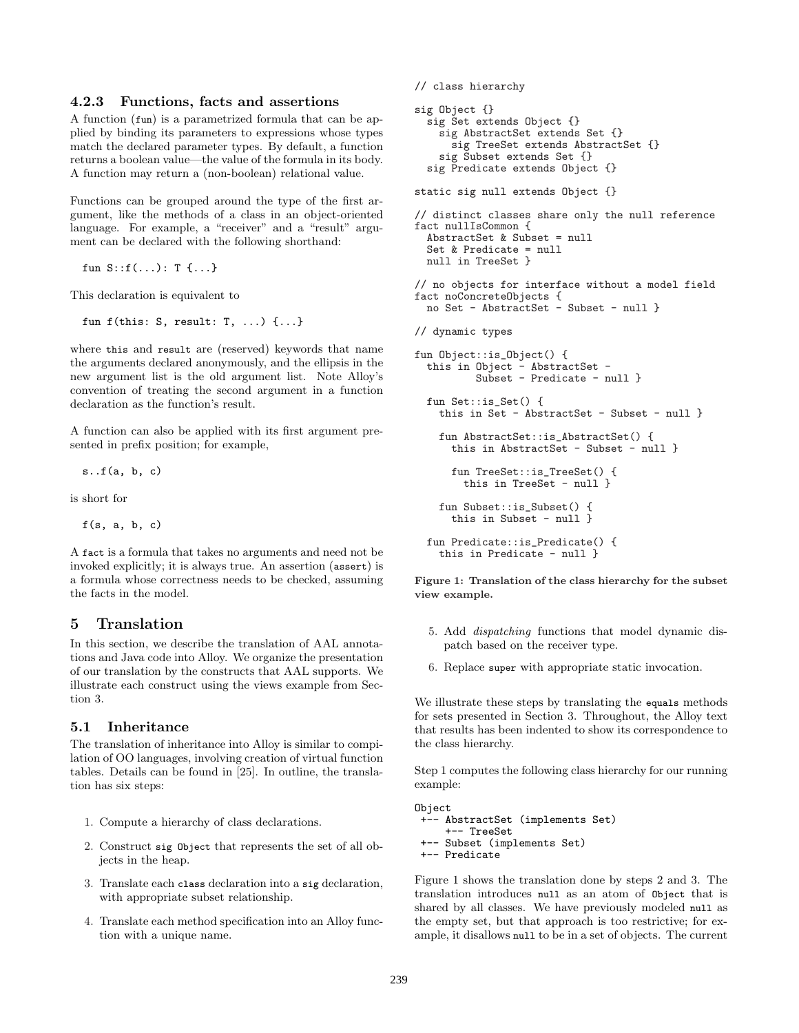#### 4.2.3 Functions, facts and assertions

A function (`fun`) is a parametrized formula that can be applied by binding its parameters to expressions whose types match the declared parameter types. By default, a function returns a boolean value—the value of the formula in its body. A function may return a (non-boolean) relational value.

Functions can be grouped around the type of the first argument, like the methods of a class in an object-oriented language. For example, a "receiver" and a "result" argument can be declared with the following shorthand:

```
fun S::f(...): T {...}
```

This declaration is equivalent to

```
fun f(this: S, result: T, ...) {...}
```

where `this` and `result` are (reserved) keywords that name the arguments declared anonymously, and the ellipsis in the new argument list is the old argument list. Note Alloy's convention of treating the second argument in a function declaration as the function's result.

A function can also be applied with its first argument presented in prefix position; for example,

```
s..f(a, b, c)
```

is short for

```
f(s, a, b, c)
```

A `fact` is a formula that takes no arguments and need not be invoked explicitly; it is always true. An assertion (`assert`) is a formula whose correctness needs to be checked, assuming the facts in the model.

## 5 Translation

In this section, we describe the translation of AAL annotations and Java code into Alloy. We organize the presentation of our translation by the constructs that AAL supports. We illustrate each construct using the views example from Section 3.

### 5.1 Inheritance

The translation of inheritance into Alloy is similar to compilation of OO languages, involving creation of virtual function tables. Details can be found in [25]. In outline, the translation has six steps:

1. Compute a hierarchy of class declarations.
2. Construct `sig Object` that represents the set of all objects in the heap.
3. Translate each `class` declaration into a `sig` declaration, with appropriate subset relationship.
4. Translate each method specification into an Alloy function with a unique name.
5. Add *dispatching* functions that model dynamic dispatch based on the receiver type.
6. Replace `super` with appropriate static invocation.

```
// class hierarchy

sig Object {}
  sig Set extends Object {}
    sig AbstractSet extends Set {}
      sig TreeSet extends AbstractSet {}
    sig Subset extends Set {}
  sig Predicate extends Object {}

static sig null extends Object {}

// distinct classes share only the null reference
fact nullIsCommon {
  AbstractSet & Subset = null
  Set & Predicate = null
  null in TreeSet }

// no objects for interface without a model field
fact noConcreteObjects {
  no Set - AbstractSet - Subset - null }

// dynamic types

fun Object::is_Object() {
  this in Object - AbstractSet -
          Subset - Predicate - null }

  fun Set::is_Set() {
    this in Set - AbstractSet - Subset - null }

    fun AbstractSet::is_AbstractSet() {
      this in AbstractSet - Subset - null }

      fun TreeSet::is_TreeSet() {
        this in TreeSet - null }

    fun Subset::is_Subset() {
      this in Subset - null }

  fun Predicate::is_Predicate() {
    this in Predicate - null }
```

**Figure 1: Translation of the class hierarchy for the subset view example.**

We illustrate these steps by translating the `equals` methods for sets presented in Section 3. Throughout, the Alloy text that results has been indented to show its correspondence to the class hierarchy.

Step 1 computes the following class hierarchy for our running example:

```
Object
 +-- AbstractSet (implements Set)
     +-- TreeSet
 +-- Subset (implements Set)
 +-- Predicate
```

Figure 1 shows the translation done by steps 2 and 3. The translation introduces `null` as an atom of `Object` that is shared by all classes. We have previously modeled `null` as the empty set, but that approach is too restrictive; for example, it disallows `null` to be in a set of objects. The current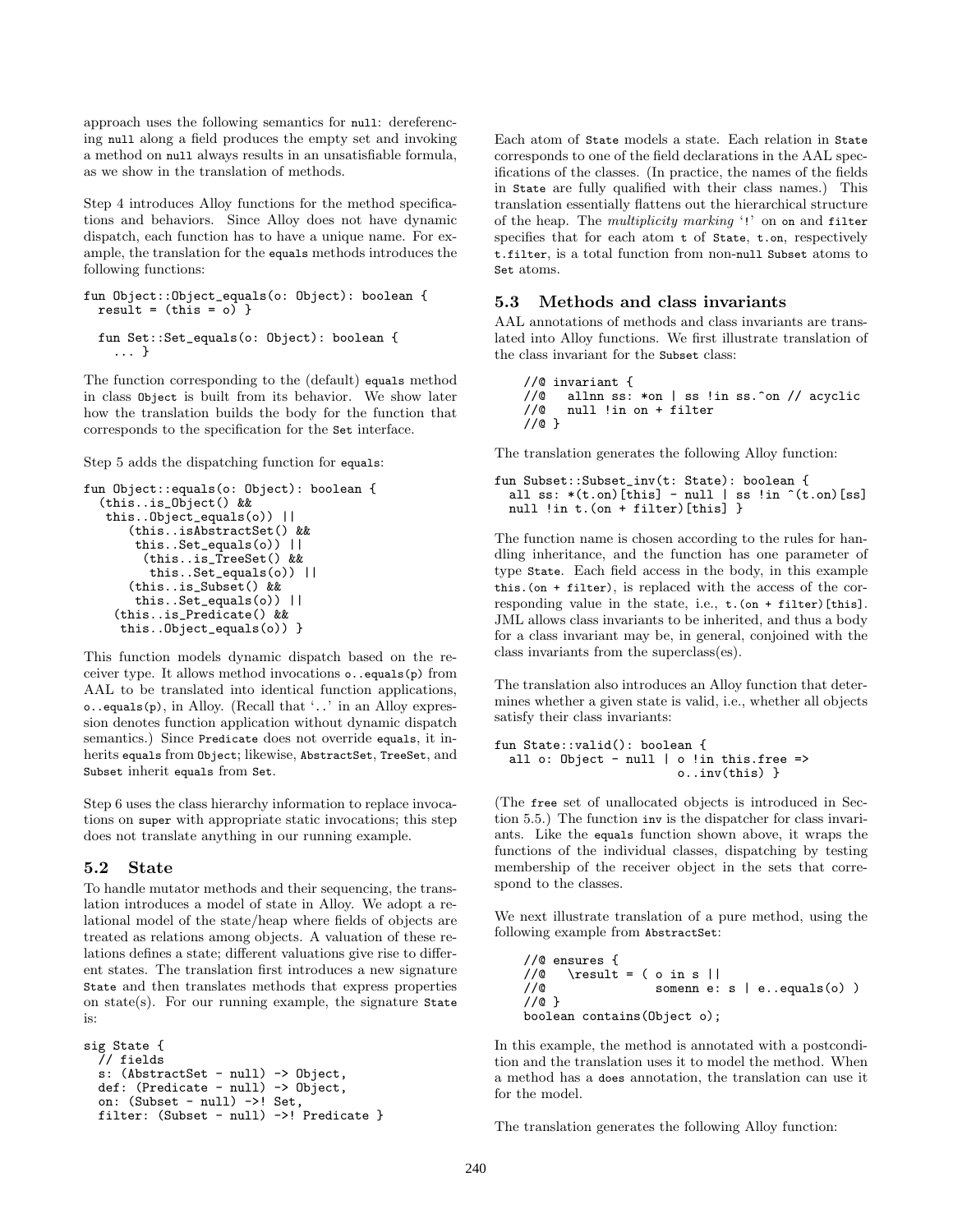approach uses the following semantics for `null`: dereferencing `null` along a field produces the empty set and invoking a method on `null` always results in an unsatisfiable formula, as we show in the translation of methods.

Step 4 introduces Alloy functions for the method specifications and behaviors. Since Alloy does not have dynamic dispatch, each function has to have a unique name. For example, the translation for the `equals` methods introduces the following functions:

```
fun Object::Object_equals(o: Object): boolean {
  result = (this = o) }

  fun Set::Set_equals(o: Object): boolean {
    ... }
```

The function corresponding to the (default) `equals` method in class `Object` is built from its behavior. We show later how the translation builds the body for the function that corresponds to the specification for the `Set` interface.

Step 5 adds the dispatching function for `equals`:

```
fun Object::equals(o: Object): boolean {
  (this..is_Object() &&
   this..Object_equals(o)) ||
      (this..isAbstractSet() &&
       this..Set_equals(o)) ||
        (this..is_TreeSet() &&
         this..Set_equals(o)) ||
      (this..is_Subset() &&
       this..Set_equals(o)) ||
    (this..is_Predicate() &&
     this..Object_equals(o)) }
```

This function models dynamic dispatch based on the receiver type. It allows method invocations `o..equals(p)` from AAL to be translated into identical function applications, `o..equals(p)`, in Alloy. (Recall that '`..`' in an Alloy expression denotes function application without dynamic dispatch semantics.) Since `Predicate` does not override `equals`, it inherits `equals` from `Object`; likewise, `AbstractSet`, `TreeSet`, and `Subset` inherit `equals` from `Set`.

Step 6 uses the class hierarchy information to replace invocations on `super` with appropriate static invocations; this step does not translate anything in our running example.

## 5.2 State

To handle mutator methods and their sequencing, the translation introduces a model of state in Alloy. We adopt a relational model of the state/heap where fields of objects are treated as relations among objects. A valuation of these relations defines a state; different valuations give rise to different states. The translation first introduces a new signature `State` and then translates methods that express properties on state(s). For our running example, the signature `State` is:

```
sig State {
  // fields
  s: (AbstractSet - null) -> Object,
  def: (Predicate - null) -> Object,
  on: (Subset - null) ->! Set,
  filter: (Subset - null) ->! Predicate }
```

Each atom of `State` models a state. Each relation in `State` corresponds to one of the field declarations in the AAL specifications of the classes. (In practice, the names of the fields in `State` are fully qualified with their class names.) This translation essentially flattens out the hierarchical structure of the heap. The *multiplicity marking* '`!`' on `on` and `filter` specifies that for each atom `t` of `State`, `t.on`, respectively `t.filter`, is a total function from non-`null` `Subset` atoms to `Set` atoms.

## 5.3 Methods and class invariants

AAL annotations of methods and class invariants are translated into Alloy functions. We first illustrate translation of the class invariant for the `Subset` class:

```
//@ invariant {
//@   allnn ss: *on | ss !in ss.^on // acyclic
//@   null !in on + filter
//@ }
```

The translation generates the following Alloy function:

```
fun Subset::Subset_inv(t: State): boolean {
  all ss: *(t.on)[this] - null | ss !in ^(t.on)[ss]
  null !in t.(on + filter)[this] }
```

The function name is chosen according to the rules for handling inheritance, and the function has one parameter of type `State`. Each field access in the body, in this example `this.(on + filter)`, is replaced with the access of the corresponding value in the state, i.e., `t.(on + filter)[this]`. JML allows class invariants to be inherited, and thus a body for a class invariant may be, in general, conjoined with the class invariants from the superclass(es).

The translation also introduces an Alloy function that determines whether a given state is valid, i.e., whether all objects satisfy their class invariants:

```
fun State::valid(): boolean {
  all o: Object - null | o !in this.free =>
                         o..inv(this) }
```

(The `free` set of unallocated objects is introduced in Section 5.5.) The function `inv` is the dispatcher for class invariants. Like the `equals` function shown above, it wraps the functions of the individual classes, dispatching by testing membership of the receiver object in the sets that correspond to the classes.

We next illustrate translation of a pure method, using the following example from `AbstractSet`:

```
//@ ensures {
//@   \result = ( o in s ||
//@               somenn e: s | e..equals(o) )
//@ }
boolean contains(Object o);
```

In this example, the method is annotated with a postcondition and the translation uses it to model the method. When a method has a `does` annotation, the translation can use it for the model.

The translation generates the following Alloy function: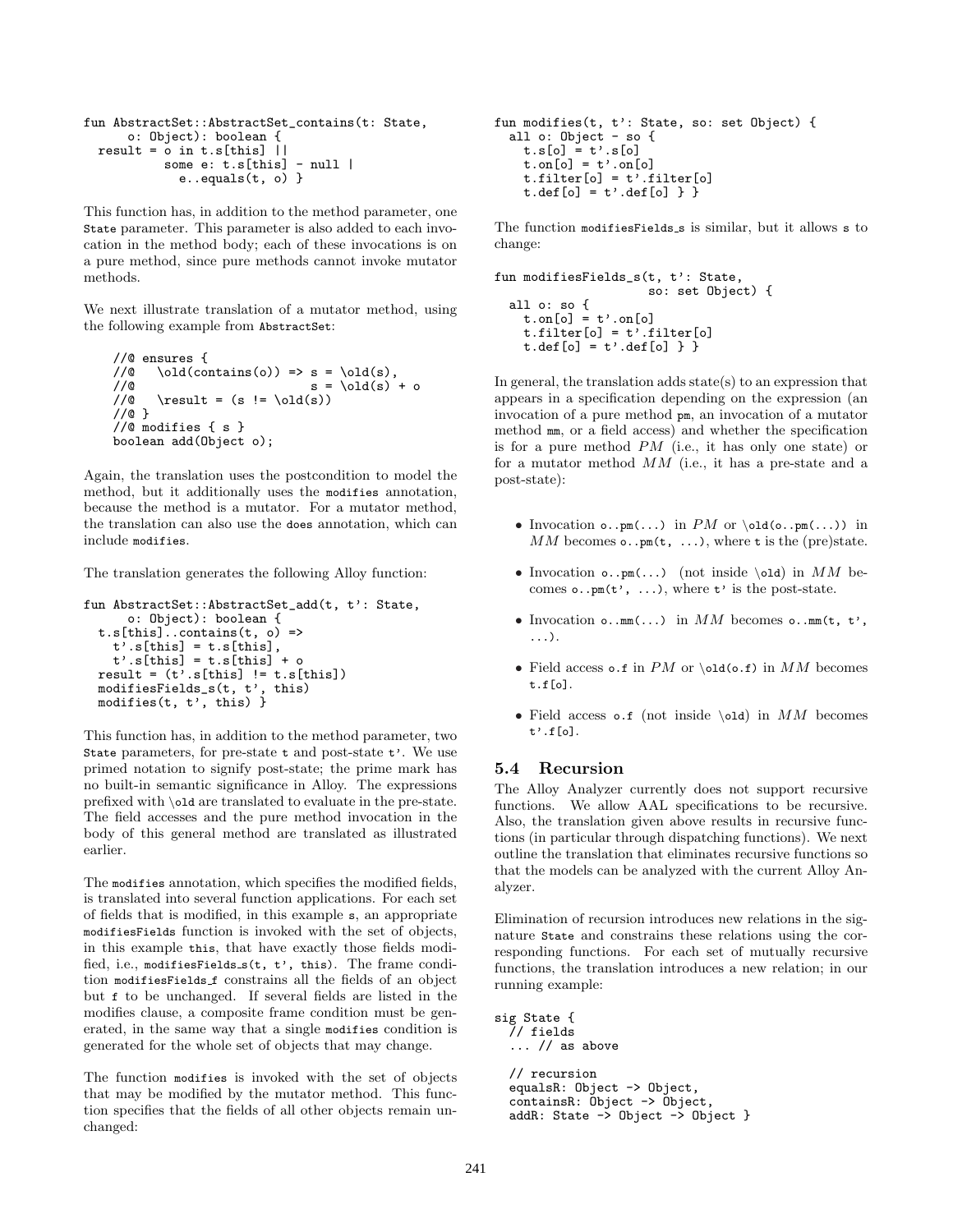```
fun AbstractSet::AbstractSet_contains(t: State,
      o: Object): boolean {
  result = o in t.s[this] ||
           some e: t.s[this] - null |
             e..equals(t, o) }
```

This function has, in addition to the method parameter, one State parameter. This parameter is also added to each invocation in the method body; each of these invocations is on a pure method, since pure methods cannot invoke mutator methods.

We next illustrate translation of a mutator method, using the following example from AbstractSet:

```
//@ ensures {
//@   \old(contains(o)) => s = \old(s),
//@                        s = \old(s) + o
//@   \result = (s != \old(s))
//@ }
//@ modifies { s }
boolean add(Object o);
```

Again, the translation uses the postcondition to model the method, but it additionally uses the modifies annotation, because the method is a mutator. For a mutator method, the translation can also use the does annotation, which can include modifies.

The translation generates the following Alloy function:

```
fun AbstractSet::AbstractSet_add(t, t': State,
      o: Object): boolean {
  t.s[this]..contains(t, o) =>
    t'.s[this] = t.s[this],
    t'.s[this] = t.s[this] + o
  result = (t'.s[this] != t.s[this])
  modifiesFields_s(t, t', this)
  modifies(t, t', this) }
```

This function has, in addition to the method parameter, two State parameters, for pre-state t and post-state t'. We use primed notation to signify post-state; the prime mark has no built-in semantic significance in Alloy. The expressions prefixed with \old are translated to evaluate in the pre-state. The field accesses and the pure method invocation in the body of this general method are translated as illustrated earlier.

The modifies annotation, which specifies the modified fields, is translated into several function applications. For each set of fields that is modified, in this example s, an appropriate modifiesFields function is invoked with the set of objects, in this example this, that have exactly those fields modified, i.e., modifiesFields_s(t, t', this). The frame condition modifiesFields_f constrains all the fields of an object but f to be unchanged. If several fields are listed in the modifies clause, a composite frame condition must be generated, in the same way that a single modifies condition is generated for the whole set of objects that may change.

The function modifies is invoked with the set of objects that may be modified by the mutator method. This function specifies that the fields of all other objects remain unchanged:

```
fun modifies(t, t': State, so: set Object) {
  all o: Object - so {
    t.s[o] = t'.s[o]
    t.on[o] = t'.on[o]
    t.filter[o] = t'.filter[o]
    t.def[o] = t'.def[o] } }
```

The function modifiesFields_s is similar, but it allows s to change:

```
fun modifiesFields_s(t, t': State,
                     so: set Object) {
  all o: so {
    t.on[o] = t'.on[o]
    t.filter[o] = t'.filter[o]
    t.def[o] = t'.def[o] } }
```

In general, the translation adds state(s) to an expression that appears in a specification depending on the expression (an invocation of a pure method pm, an invocation of a mutator method mm, or a field access) and whether the specification is for a pure method $PM$ (i.e., it has only one state) or for a mutator method $MM$ (i.e., it has a pre-state and a post-state):

- Invocation o..pm(...) in $PM$ or \old(o..pm(...)) in $MM$ becomes o..pm(t, ...), where t is the (pre)state.
- Invocation o..pm(...) (not inside \old) in $MM$ becomes o..pm(t', ...), where t' is the post-state.
- Invocation o..mm(...) in $MM$ becomes o..mm(t, t', ...).
- Field access o.f in $PM$ or \old(o.f) in $MM$ becomes t.f[o].
- Field access o.f (not inside \old) in $MM$ becomes t'.f[o].

### 5.4 Recursion

The Alloy Analyzer currently does not support recursive functions. We allow AAL specifications to be recursive. Also, the translation given above results in recursive functions (in particular through dispatching functions). We next outline the translation that eliminates recursive functions so that the models can be analyzed with the current Alloy Analyzer.

Elimination of recursion introduces new relations in the signature State and constrains these relations using the corresponding functions. For each set of mutually recursive functions, the translation introduces a new relation; in our running example:

```
sig State {
  // fields
  ... // as above

  // recursion
  equalsR: Object -> Object,
  containsR: Object -> Object,
  addR: State -> Object -> Object }
```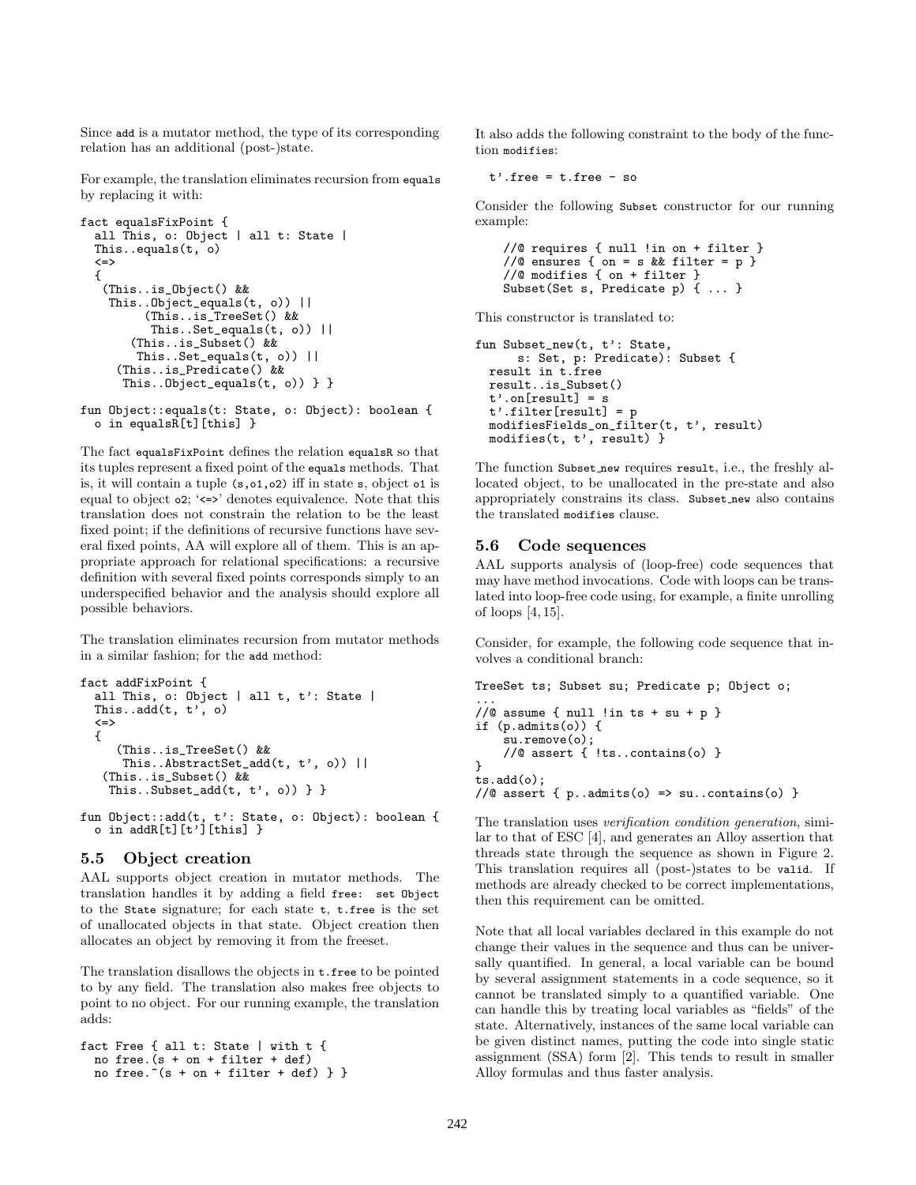Since `add` is a mutator method, the type of its corresponding relation has an additional (post-)state.

For example, the translation eliminates recursion from `equals` by replacing it with:

```
fact equalsFixPoint {
  all This, o: Object | all t: State |
  This..equals(t, o)
  <=>
  {
   (This..is_Object() &&
    This..Object_equals(t, o)) ||
        (This..is_TreeSet() &&
         This..Set_equals(t, o)) ||
       (This..is_Subset() &&
        This..Set_equals(t, o)) ||
     (This..is_Predicate() &&
      This..Object_equals(t, o)) } }

fun Object::equals(t: State, o: Object): boolean {
  o in equalsR[t][this] }
```

The fact `equalsFixPoint` defines the relation `equalsR` so that its tuples represent a fixed point of the `equals` methods. That is, it will contain a tuple `(s,o1,o2)` iff in state `s`, object `o1` is equal to object `o2`; '`<=>`' denotes equivalence. Note that this translation does not constrain the relation to be the least fixed point; if the definitions of recursive functions have several fixed points, AA will explore all of them. This is an appropriate approach for relational specifications: a recursive definition with several fixed points corresponds simply to an underspecified behavior and the analysis should explore all possible behaviors.

The translation eliminates recursion from mutator methods in a similar fashion; for the `add` method:

```
fact addFixPoint {
  all This, o: Object | all t, t': State |
  This..add(t, t', o)
  <=>
  {
     (This..is_TreeSet() &&
      This..AbstractSet_add(t, t', o)) ||
   (This..is_Subset() &&
    This..Subset_add(t, t', o)) } }

fun Object::add(t, t': State, o: Object): boolean {
  o in addR[t][t'][this] }
```

### 5.5 Object creation

AAL supports object creation in mutator methods. The translation handles it by adding a field `free: set Object` to the `State` signature; for each state `t`, `t.free` is the set of unallocated objects in that state. Object creation then allocates an object by removing it from the freeset.

The translation disallows the objects in `t.free` to be pointed to by any field. The translation also makes free objects to point to no object. For our running example, the translation adds:

```
fact Free { all t: State | with t {
  no free.(s + on + filter + def)
  no free.~(s + on + filter + def) } }
```

It also adds the following constraint to the body of the function `modifies`:

```
  t'.free = t.free - so
```

Consider the following `Subset` constructor for our running example:

```
    //@ requires { null !in on + filter }
    //@ ensures { on = s && filter = p }
    //@ modifies { on + filter }
    Subset(Set s, Predicate p) { ... }
```

This constructor is translated to:

```
fun Subset_new(t, t': State,
      s: Set, p: Predicate): Subset {
  result in t.free
  result..is_Subset()
  t'.on[result] = s
  t'.filter[result] = p
  modifiesFields_on_filter(t, t', result)
  modifies(t, t', result) }
```

The function `Subset_new` requires `result`, i.e., the freshly allocated object, to be unallocated in the pre-state and also appropriately constrains its class. `Subset_new` also contains the translated `modifies` clause.

### 5.6 Code sequences

AAL supports analysis of (loop-free) code sequences that may have method invocations. Code with loops can be translated into loop-free code using, for example, a finite unrolling of loops [4, 15].

Consider, for example, the following code sequence that involves a conditional branch:

```
TreeSet ts; Subset su; Predicate p; Object o;
...
//@ assume { null !in ts + su + p }
if (p.admits(o)) {
    su.remove(o);
    //@ assert { !ts..contains(o) }
}
ts.add(o);
//@ assert { p..admits(o) => su..contains(o) }
```

The translation uses *verification condition generation*, similar to that of ESC [4], and generates an Alloy assertion that threads state through the sequence as shown in Figure 2. This translation requires all (post-)states to be `valid`. If methods are already checked to be correct implementations, then this requirement can be omitted.

Note that all local variables declared in this example do not change their values in the sequence and thus can be universally quantified. In general, a local variable can be bound by several assignment statements in a code sequence, so it cannot be translated simply to a quantified variable. One can handle this by treating local variables as "fields" of the state. Alternatively, instances of the same local variable can be given distinct names, putting the code into single static assignment (SSA) form [2]. This tends to result in smaller Alloy formulas and thus faster analysis.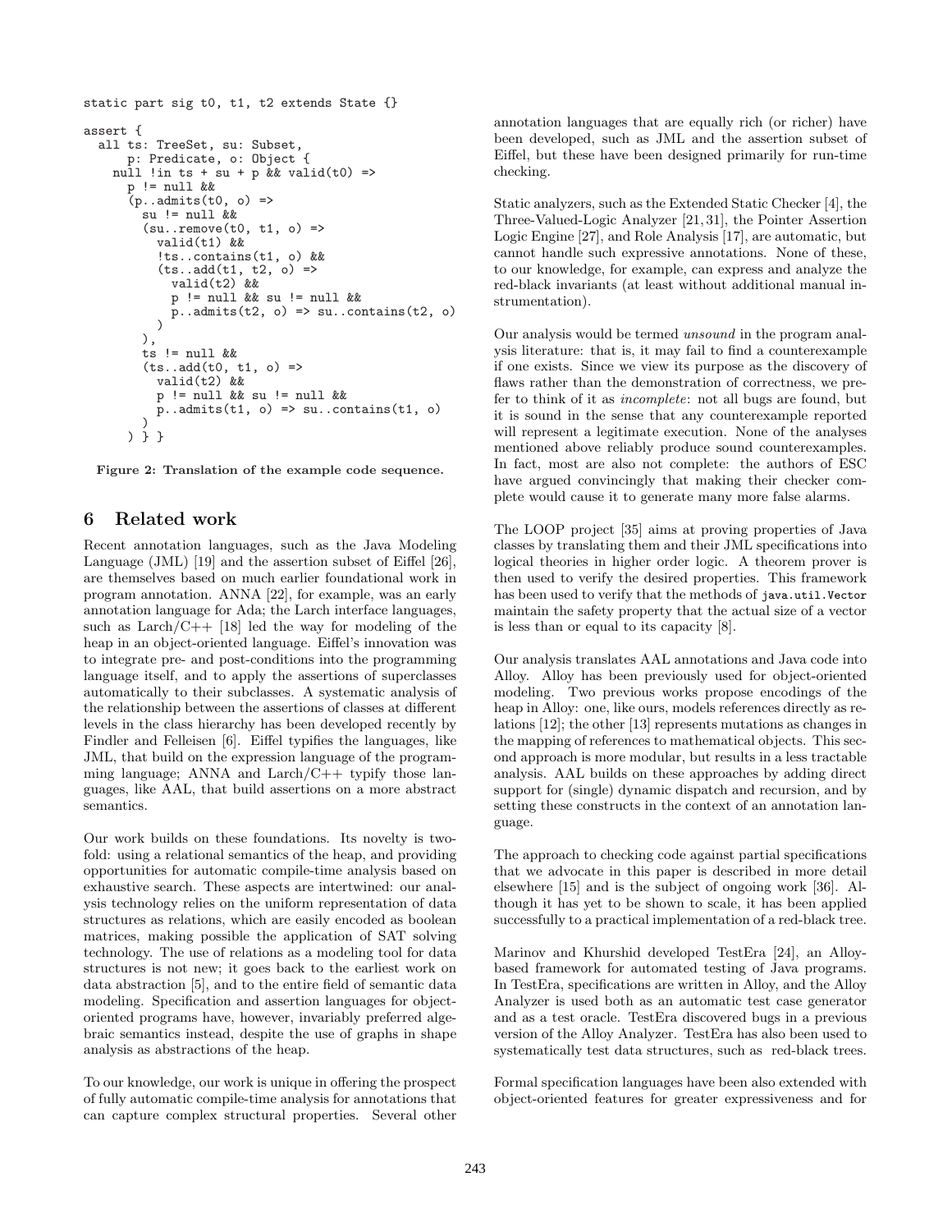```
static part sig t0, t1, t2 extends State {}

assert {
  all ts: TreeSet, su: Subset,
      p: Predicate, o: Object {
    null !in ts + su + p && valid(t0) =>
      p != null &&
      (p..admits(t0, o) =>
        su != null &&
        (su..remove(t0, t1, o) =>
          valid(t1) &&
          !ts..contains(t1, o) &&
          (ts..add(t1, t2, o) =>
            valid(t2) &&
            p != null && su != null &&
            p..admits(t2, o) => su..contains(t2, o)
          )
        ),
        ts != null &&
        (ts..add(t0, t1, o) =>
          valid(t2) &&
          p != null && su != null &&
          p..admits(t1, o) => su..contains(t1, o)
        )
      ) } }
```

**Figure 2: Translation of the example code sequence.**

## 6 Related work

Recent annotation languages, such as the Java Modeling Language (JML) [19] and the assertion subset of Eiffel [26], are themselves based on much earlier foundational work in program annotation. ANNA [22], for example, was an early annotation language for Ada; the Larch interface languages, such as Larch/C++ [18] led the way for modeling of the heap in an object-oriented language. Eiffel's innovation was to integrate pre- and post-conditions into the programming language itself, and to apply the assertions of superclasses automatically to their subclasses. A systematic analysis of the relationship between the assertions of classes at different levels in the class hierarchy has been developed recently by Findler and Felleisen [6]. Eiffel typifies the languages, like JML, that build on the expression language of the programming language; ANNA and Larch/C++ typify those languages, like AAL, that build assertions on a more abstract semantics.

Our work builds on these foundations. Its novelty is twofold: using a relational semantics of the heap, and providing opportunities for automatic compile-time analysis based on exhaustive search. These aspects are intertwined: our analysis technology relies on the uniform representation of data structures as relations, which are easily encoded as boolean matrices, making possible the application of SAT solving technology. The use of relations as a modeling tool for data structures is not new; it goes back to the earliest work on data abstraction [5], and to the entire field of semantic data modeling. Specification and assertion languages for object-oriented programs have, however, invariably preferred algebraic semantics instead, despite the use of graphs in shape analysis as abstractions of the heap.

To our knowledge, our work is unique in offering the prospect of fully automatic compile-time analysis for annotations that can capture complex structural properties. Several other annotation languages that are equally rich (or richer) have been developed, such as JML and the assertion subset of Eiffel, but these have been designed primarily for run-time checking.

Static analyzers, such as the Extended Static Checker [4], the Three-Valued-Logic Analyzer [21, 31], the Pointer Assertion Logic Engine [27], and Role Analysis [17], are automatic, but cannot handle such expressive annotations. None of these, to our knowledge, for example, can express and analyze the red-black invariants (at least without additional manual instrumentation).

Our analysis would be termed *unsound* in the program analysis literature: that is, it may fail to find a counterexample if one exists. Since we view its purpose as the discovery of flaws rather than the demonstration of correctness, we prefer to think of it as *incomplete*: not all bugs are found, but it is sound in the sense that any counterexample reported will represent a legitimate execution. None of the analyses mentioned above reliably produce sound counterexamples. In fact, most are also not complete: the authors of ESC have argued convincingly that making their checker complete would cause it to generate many more false alarms.

The LOOP project [35] aims at proving properties of Java classes by translating them and their JML specifications into logical theories in higher order logic. A theorem prover is then used to verify the desired properties. This framework has been used to verify that the methods of `java.util.Vector` maintain the safety property that the actual size of a vector is less than or equal to its capacity [8].

Our analysis translates AAL annotations and Java code into Alloy. Alloy has been previously used for object-oriented modeling. Two previous works propose encodings of the heap in Alloy: one, like ours, models references directly as relations [12]; the other [13] represents mutations as changes in the mapping of references to mathematical objects. This second approach is more modular, but results in a less tractable analysis. AAL builds on these approaches by adding direct support for (single) dynamic dispatch and recursion, and by setting these constructs in the context of an annotation language.

The approach to checking code against partial specifications that we advocate in this paper is described in more detail elsewhere [15] and is the subject of ongoing work [36]. Although it has yet to be shown to scale, it has been applied successfully to a practical implementation of a red-black tree.

Marinov and Khurshid developed TestEra [24], an Alloy-based framework for automated testing of Java programs. In TestEra, specifications are written in Alloy, and the Alloy Analyzer is used both as an automatic test case generator and as a test oracle. TestEra discovered bugs in a previous version of the Alloy Analyzer. TestEra has also been used to systematically test data structures, such as red-black trees.

Formal specification languages have been also extended with object-oriented features for greater expressiveness and for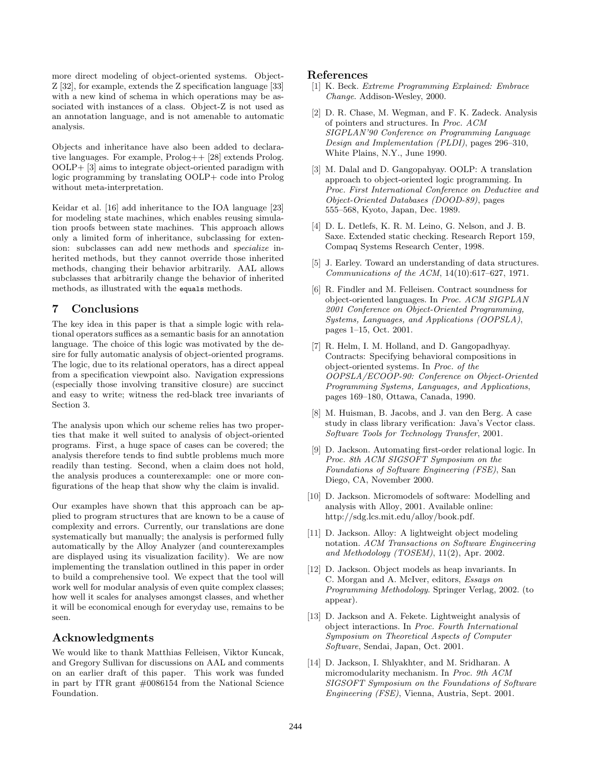more direct modeling of object-oriented systems. Object-Z [32], for example, extends the Z specification language [33] with a new kind of schema in which operations may be associated with instances of a class. Object-Z is not used as an annotation language, and is not amenable to automatic analysis.

Objects and inheritance have also been added to declarative languages. For example, Prolog++ [28] extends Prolog. OOLP+ [3] aims to integrate object-oriented paradigm with logic programming by translating OOLP+ code into Prolog without meta-interpretation.

Keidar et al. [16] add inheritance to the IOA language [23] for modeling state machines, which enables reusing simulation proofs between state machines. This approach allows only a limited form of inheritance, subclassing for extension: subclasses can add new methods and *specialize* inherited methods, but they cannot override those inherited methods, changing their behavior arbitrarily. AAL allows subclasses that arbitrarily change the behavior of inherited methods, as illustrated with the `equals` methods.

## 7 Conclusions

The key idea in this paper is that a simple logic with relational operators suffices as a semantic basis for an annotation language. The choice of this logic was motivated by the desire for fully automatic analysis of object-oriented programs. The logic, due to its relational operators, has a direct appeal from a specification viewpoint also. Navigation expressions (especially those involving transitive closure) are succinct and easy to write; witness the red-black tree invariants of Section 3.

The analysis upon which our scheme relies has two properties that make it well suited to analysis of object-oriented programs. First, a huge space of cases can be covered; the analysis therefore tends to find subtle problems much more readily than testing. Second, when a claim does not hold, the analysis produces a counterexample: one or more configurations of the heap that show why the claim is invalid.

Our examples have shown that this approach can be applied to program structures that are known to be a cause of complexity and errors. Currently, our translations are done systematically but manually; the analysis is performed fully automatically by the Alloy Analyzer (and counterexamples are displayed using its visualization facility). We are now implementing the translation outlined in this paper in order to build a comprehensive tool. We expect that the tool will work well for modular analysis of even quite complex classes; how well it scales for analyses amongst classes, and whether it will be economical enough for everyday use, remains to be seen.

## Acknowledgments

We would like to thank Matthias Felleisen, Viktor Kuncak, and Gregory Sullivan for discussions on AAL and comments on an earlier draft of this paper. This work was funded in part by ITR grant #0086154 from the National Science Foundation.

## References

[1] K. Beck. *Extreme Programming Explained: Embrace Change*. Addison-Wesley, 2000.

[2] D. R. Chase, M. Wegman, and F. K. Zadeck. Analysis of pointers and structures. In *Proc. ACM SIGPLAN'90 Conference on Programming Language Design and Implementation (PLDI)*, pages 296–310, White Plains, N.Y., June 1990.

[3] M. Dalal and D. Gangopahyay. OOLP: A translation approach to object-oriented logic programming. In *Proc. First International Conference on Deductive and Object-Oriented Databases (DOOD-89)*, pages 555–568, Kyoto, Japan, Dec. 1989.

[4] D. L. Detlefs, K. R. M. Leino, G. Nelson, and J. B. Saxe. Extended static checking. Research Report 159, Compaq Systems Research Center, 1998.

[5] J. Earley. Toward an understanding of data structures. *Communications of the ACM*, 14(10):617–627, 1971.

[6] R. Findler and M. Felleisen. Contract soundness for object-oriented languages. In *Proc. ACM SIGPLAN 2001 Conference on Object-Oriented Programming, Systems, Languages, and Applications (OOPSLA)*, pages 1–15, Oct. 2001.

[7] R. Helm, I. M. Holland, and D. Gangopadhyay. Contracts: Specifying behavioral compositions in object-oriented systems. In *Proc. of the OOPSLA/ECOOP-90: Conference on Object-Oriented Programming Systems, Languages, and Applications*, pages 169–180, Ottawa, Canada, 1990.

[8] M. Huisman, B. Jacobs, and J. van den Berg. A case study in class library verification: Java's Vector class. *Software Tools for Technology Transfer*, 2001.

[9] D. Jackson. Automating first-order relational logic. In *Proc. 8th ACM SIGSOFT Symposium on the Foundations of Software Engineering (FSE)*, San Diego, CA, November 2000.

[10] D. Jackson. Micromodels of software: Modelling and analysis with Alloy, 2001. Available online: http://sdg.lcs.mit.edu/alloy/book.pdf.

[11] D. Jackson. Alloy: A lightweight object modeling notation. *ACM Transactions on Software Engineering and Methodology (TOSEM)*, 11(2), Apr. 2002.

[12] D. Jackson. Object models as heap invariants. In C. Morgan and A. McIver, editors, *Essays on Programming Methodology*. Springer Verlag, 2002. (to appear).

[13] D. Jackson and A. Fekete. Lightweight analysis of object interactions. In *Proc. Fourth International Symposium on Theoretical Aspects of Computer Software*, Sendai, Japan, Oct. 2001.

[14] D. Jackson, I. Shlyakhter, and M. Sridharan. A micromodularity mechanism. In *Proc. 9th ACM SIGSOFT Symposium on the Foundations of Software Engineering (FSE)*, Vienna, Austria, Sept. 2001.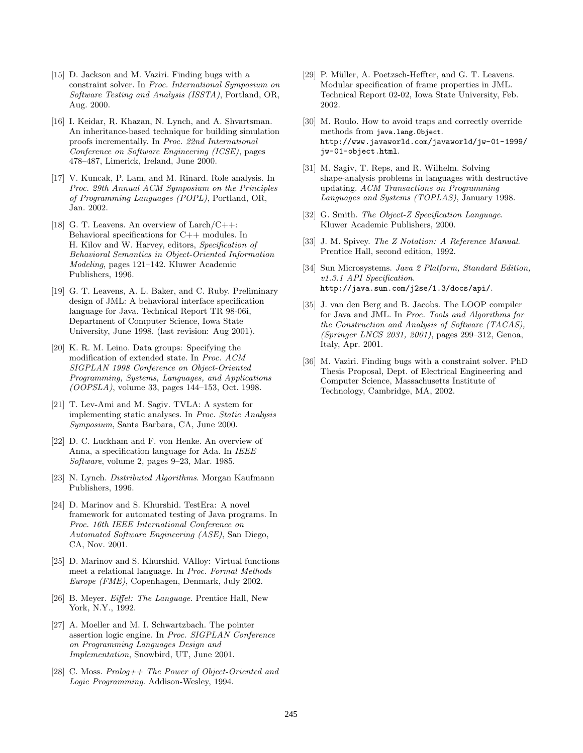[15] D. Jackson and M. Vaziri. Finding bugs with a constraint solver. In *Proc. International Symposium on Software Testing and Analysis (ISSTA)*, Portland, OR, Aug. 2000.

[16] I. Keidar, R. Khazan, N. Lynch, and A. Shvartsman. An inheritance-based technique for building simulation proofs incrementally. In *Proc. 22nd International Conference on Software Engineering (ICSE)*, pages 478–487, Limerick, Ireland, June 2000.

[17] V. Kuncak, P. Lam, and M. Rinard. Role analysis. In *Proc. 29th Annual ACM Symposium on the Principles of Programming Languages (POPL)*, Portland, OR, Jan. 2002.

[18] G. T. Leavens. An overview of Larch/C++: Behavioral specifications for C++ modules. In H. Kilov and W. Harvey, editors, *Specification of Behavioral Semantics in Object-Oriented Information Modeling*, pages 121–142. Kluwer Academic Publishers, 1996.

[19] G. T. Leavens, A. L. Baker, and C. Ruby. Preliminary design of JML: A behavioral interface specification language for Java. Technical Report TR 98-06i, Department of Computer Science, Iowa State University, June 1998. (last revision: Aug 2001).

[20] K. R. M. Leino. Data groups: Specifying the modification of extended state. In *Proc. ACM SIGPLAN 1998 Conference on Object-Oriented Programming, Systems, Languages, and Applications (OOPSLA)*, volume 33, pages 144–153, Oct. 1998.

[21] T. Lev-Ami and M. Sagiv. TVLA: A system for implementing static analyses. In *Proc. Static Analysis Symposium*, Santa Barbara, CA, June 2000.

[22] D. C. Luckham and F. von Henke. An overview of Anna, a specification language for Ada. In *IEEE Software*, volume 2, pages 9–23, Mar. 1985.

[23] N. Lynch. *Distributed Algorithms*. Morgan Kaufmann Publishers, 1996.

[24] D. Marinov and S. Khurshid. TestEra: A novel framework for automated testing of Java programs. In *Proc. 16th IEEE International Conference on Automated Software Engineering (ASE)*, San Diego, CA, Nov. 2001.

[25] D. Marinov and S. Khurshid. VAlloy: Virtual functions meet a relational language. In *Proc. Formal Methods Europe (FME)*, Copenhagen, Denmark, July 2002.

[26] B. Meyer. *Eiffel: The Language*. Prentice Hall, New York, N.Y., 1992.

[27] A. Moeller and M. I. Schwartzbach. The pointer assertion logic engine. In *Proc. SIGPLAN Conference on Programming Languages Design and Implementation*, Snowbird, UT, June 2001.

[28] C. Moss. *Prolog++ The Power of Object-Oriented and Logic Programming*. Addison-Wesley, 1994.

[29] P. Müller, A. Poetzsch-Heffter, and G. T. Leavens. Modular specification of frame properties in JML. Technical Report 02-02, Iowa State University, Feb. 2002.

[30] M. Roulo. How to avoid traps and correctly override methods from `java.lang.Object`. `http://www.javaworld.com/javaworld/jw-01-1999/jw-01-object.html`.

[31] M. Sagiv, T. Reps, and R. Wilhelm. Solving shape-analysis problems in languages with destructive updating. *ACM Transactions on Programming Languages and Systems (TOPLAS)*, January 1998.

[32] G. Smith. *The Object-Z Specification Language*. Kluwer Academic Publishers, 2000.

[33] J. M. Spivey. *The Z Notation: A Reference Manual*. Prentice Hall, second edition, 1992.

[34] Sun Microsystems. *Java 2 Platform, Standard Edition, v1.3.1 API Specification*. `http://java.sun.com/j2se/1.3/docs/api/`.

[35] J. van den Berg and B. Jacobs. The LOOP compiler for Java and JML. In *Proc. Tools and Algorithms for the Construction and Analysis of Software (TACAS), (Springer LNCS 2031, 2001)*, pages 299–312, Genoa, Italy, Apr. 2001.

[36] M. Vaziri. Finding bugs with a constraint solver. PhD Thesis Proposal, Dept. of Electrical Engineering and Computer Science, Massachusetts Institute of Technology, Cambridge, MA, 2002.